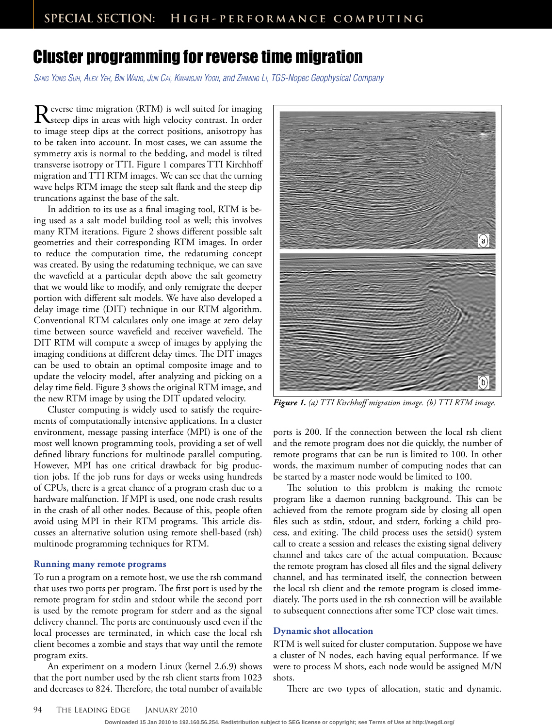# Cluster programming for reverse time migration

*Sang Yong Suh, Alex Yeh, Bin Wang, Jun Cai, Kwangjin Yoon, and Zhiming Li, TGS-Nopec Geophysical Company*

Reverse time migration (RTM) is well suited for imaging steep dips in areas with high velocity contrast. In order to image steep dips at the correct positions, anisotropy has to be taken into account. In most cases, we can assume the symmetry axis is normal to the bedding, and model is tilted transverse isotropy or TTI. Figure 1 compares TTI Kirchhoff migration and TTI RTM images. We can see that the turning wave helps RTM image the steep salt flank and the steep dip truncations against the base of the salt.

In addition to its use as a final imaging tool, RTM is being used as a salt model building tool as well; this involves many RTM iterations. Figure 2 shows different possible salt geometries and their corresponding RTM images. In order to reduce the computation time, the redatuming concept was created. By using the redatuming technique, we can save the wavefield at a particular depth above the salt geometry that we would like to modify, and only remigrate the deeper portion with different salt models. We have also developed a delay image time (DIT) technique in our RTM algorithm. Conventional RTM calculates only one image at zero delay time between source wavefield and receiver wavefield. The DIT RTM will compute a sweep of images by applying the imaging conditions at different delay times. The DIT images can be used to obtain an optimal composite image and to update the velocity model, after analyzing and picking on a delay time field. Figure 3 shows the original RTM image, and the new RTM image by using the DIT updated velocity.

Cluster computing is widely used to satisfy the requirements of computationally intensive applications. In a cluster environment, message passing interface (MPI) is one of the most well known programming tools, providing a set of well defined library functions for multinode parallel computing. However, MPI has one critical drawback for big production jobs. If the job runs for days or weeks using hundreds of CPUs, there is a great chance of a program crash due to a hardware malfunction. If MPI is used, one node crash results in the crash of all other nodes. Because of this, people often avoid using MPI in their RTM programs. This article discusses an alternative solution using remote shell-based (rsh) multinode programming techniques for RTM.

*Figure 1. (a) TTI Kirchhoff migration image. (b) TTI RTM image.*

### Running many remote programs

To run a program on a remote host, we use the rsh command that uses two ports per program. The first port is used by the remote program for stdin and stdout while the second port is used by the remote program for stderr and as the signal delivery channel. The ports are continuously used even if the local processes are terminated, in which case the local rsh client becomes a zombie and stays that way until the remote program exits.

An experiment on a modern Linux (kernel 2.6.9) shows that the port number used by the rsh client starts from 1023 and decreases to 824. Therefore, the total number of available ports is 200. If the connection between the local rsh client and the remote program does not die quickly, the number of remote programs that can be run is limited to 100. In other words, the maximum number of computing nodes that can be started by a master node would be limited to 100.

The solution to this problem is making the remote program like a daemon running background. This can be achieved from the remote program side by closing all open files such as stdin, stdout, and stderr, forking a child process, and exiting. The child process uses the setsid() system call to create a session and releases the existing signal delivery channel and takes care of the actual computation. Because the remote program has closed all files and the signal delivery channel, and has terminated itself, the connection between the local rsh client and the remote program is closed immediately. The ports used in the rsh connection will be available to subsequent connections after some TCP close wait times.

### Dynamic shot allocation

RTM is well suited for cluster computation. Suppose we have a cluster of N nodes, each having equal performance. If we were to process M shots, each node would be assigned M/N shots.

There are two types of allocation, static and dynamic.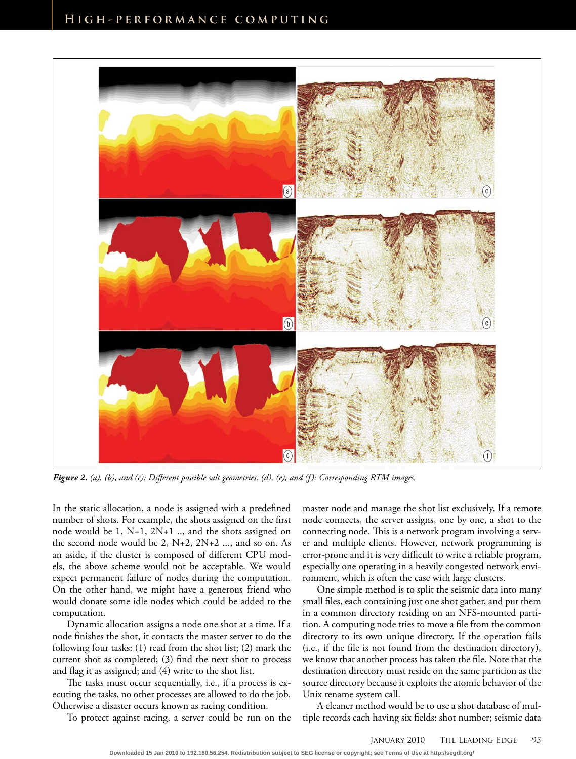*Figure 2. (a), (b), and (c): Different possible salt geometries. (d), (e), and (f): Corresponding RTM images.*

In the static allocation, a node is assigned with a predefined number of shots. For example, the shots assigned on the first node would be 1, N+1, 2N+1 .., and the shots assigned on the second node would be 2, N+2, 2N+2 ..., and so on. As an aside, if the cluster is composed of different CPU models, the above scheme would not be acceptable. We would expect permanent failure of nodes during the computation. On the other hand, we might have a generous friend who would donate some idle nodes which could be added to the computation.

Dynamic allocation assigns a node one shot at a time. If a node finishes the shot, it contacts the master server to do the following four tasks: (1) read from the shot list; (2) mark the current shot as completed; (3) find the next shot to process and flag it as assigned; and (4) write to the shot list.

The tasks must occur sequentially, i.e., if a process is executing the tasks, no other processes are allowed to do the job. Otherwise a disaster occurs known as racing condition.

To protect against racing, a server could be run on the master node and manage the shot list exclusively. If a remote node connects, the server assigns, one by one, a shot to the connecting node. This is a network program involving a server and multiple clients. However, network programming is error-prone and it is very difficult to write a reliable program, especially one operating in a heavily congested network environment, which is often the case with large clusters.

One simple method is to split the seismic data into many small files, each containing just one shot gather, and put them in a common directory residing on an NFS-mounted partition. A computing node tries to move a file from the common directory to its own unique directory. If the operation fails (i.e., if the file is not found from the destination directory), we know that another process has taken the file. Note that the destination directory must reside on the same partition as the source directory because it exploits the atomic behavior of the Unix rename system call.

A cleaner method would be to use a shot database of multiple records each having six fields: shot number; seismic data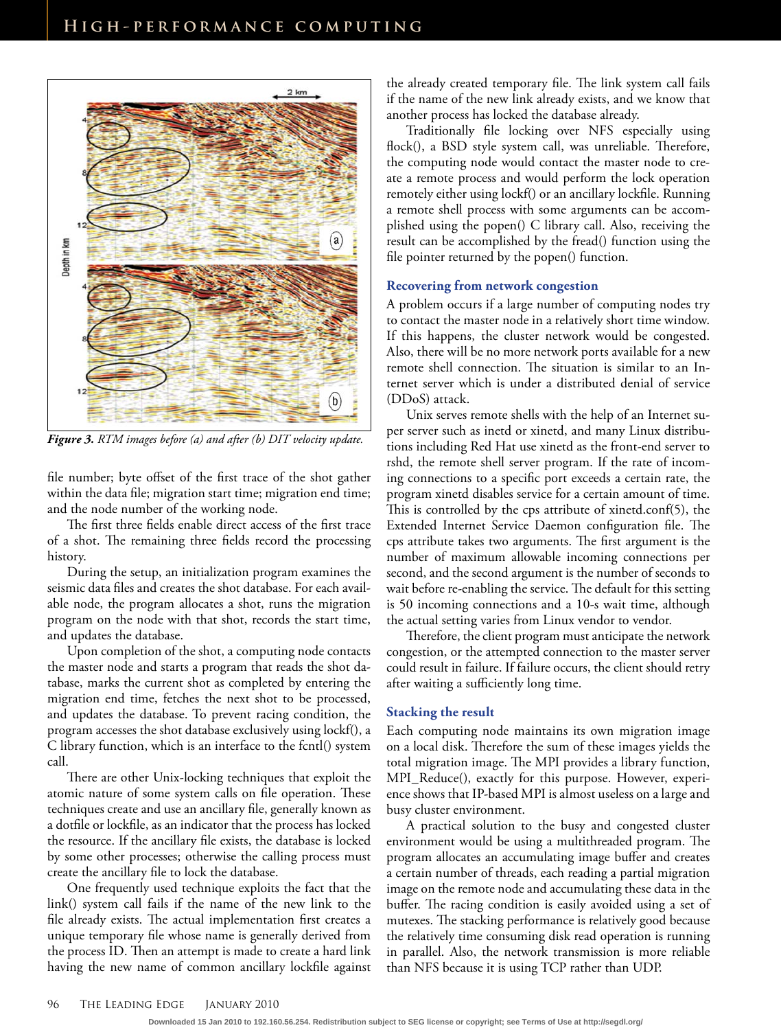2 km

Depth in km

4

8

12

(a)

4

8

12

(b)

*Figure 3. RTM images before (a) and after (b) DIT velocity update.*

file number; byte offset of the first trace of the shot gather within the data file; migration start time; migration end time; and the node number of the working node.

The first three fields enable direct access of the first trace of a shot. The remaining three fields record the processing history.

During the setup, an initialization program examines the seismic data files and creates the shot database. For each available node, the program allocates a shot, runs the migration program on the node with that shot, records the start time, and updates the database.

Upon completion of the shot, a computing node contacts the master node and starts a program that reads the shot database, marks the current shot as completed by entering the migration end time, fetches the next shot to be processed, and updates the database. To prevent racing condition, the program accesses the shot database exclusively using lockf(), a C library function, which is an interface to the fcntl() system call.

There are other Unix-locking techniques that exploit the atomic nature of some system calls on file operation. These techniques create and use an ancillary file, generally known as a dotfile or lockfile, as an indicator that the process has locked the resource. If the ancillary file exists, the database is locked by some other processes; otherwise the calling process must create the ancillary file to lock the database.

One frequently used technique exploits the fact that the link() system call fails if the name of the new link to the file already exists. The actual implementation first creates a unique temporary file whose name is generally derived from the process ID. Then an attempt is made to create a hard link having the new name of common ancillary lockfile against the already created temporary file. The link system call fails if the name of the new link already exists, and we know that another process has locked the database already.

Traditionally file locking over NFS especially using flock(), a BSD style system call, was unreliable. Therefore, the computing node would contact the master node to create a remote process and would perform the lock operation remotely either using lockf() or an ancillary lockfile. Running a remote shell process with some arguments can be accomplished using the popen() C library call. Also, receiving the result can be accomplished by the fread() function using the file pointer returned by the popen() function.

### Recovering from network congestion

A problem occurs if a large number of computing nodes try to contact the master node in a relatively short time window. If this happens, the cluster network would be congested. Also, there will be no more network ports available for a new remote shell connection. The situation is similar to an Internet server which is under a distributed denial of service (DDoS) attack.

Unix serves remote shells with the help of an Internet super server such as inetd or xinetd, and many Linux distributions including Red Hat use xinetd as the front-end server to rshd, the remote shell server program. If the rate of incoming connections to a specific port exceeds a certain rate, the program xinetd disables service for a certain amount of time. This is controlled by the cps attribute of xinetd.conf(5), the Extended Internet Service Daemon configuration file. The cps attribute takes two arguments. The first argument is the number of maximum allowable incoming connections per second, and the second argument is the number of seconds to wait before re-enabling the service. The default for this setting is 50 incoming connections and a 10-s wait time, although the actual setting varies from Linux vendor to vendor.

Therefore, the client program must anticipate the network congestion, or the attempted connection to the master server could result in failure. If failure occurs, the client should retry after waiting a sufficiently long time.

### Stacking the result

Each computing node maintains its own migration image on a local disk. Therefore the sum of these images yields the total migration image. The MPI provides a library function, MPI_Reduce(), exactly for this purpose. However, experience shows that IP-based MPI is almost useless on a large and busy cluster environment.

A practical solution to the busy and congested cluster environment would be using a multithreaded program. The program allocates an accumulating image buffer and creates a certain number of threads, each reading a partial migration image on the remote node and accumulating these data in the buffer. The racing condition is easily avoided using a set of mutexes. The stacking performance is relatively good because the relatively time consuming disk read operation is running in parallel. Also, the network transmission is more reliable than NFS because it is using TCP rather than UDP.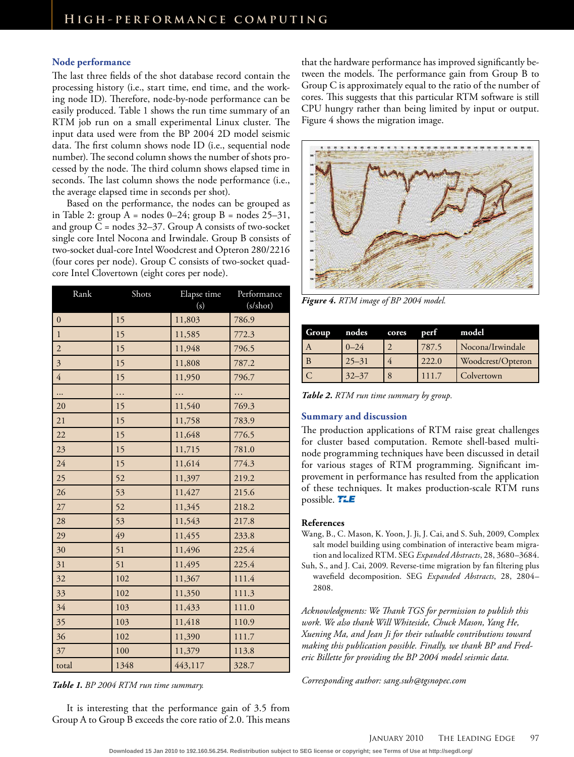### Node performance

The last three fields of the shot database record contain the processing history (i.e., start time, end time, and the working node ID). Therefore, node-by-node performance can be easily produced. Table 1 shows the run time summary of an RTM job run on a small experimental Linux cluster. The input data used were from the BP 2004 2D model seismic data. The first column shows node ID (i.e., sequential node number). The second column shows the number of shots processed by the node. The third column shows elapsed time in seconds. The last column shows the node performance (i.e., the average elapsed time in seconds per shot).

Based on the performance, the nodes can be grouped as in Table 2: group A = nodes 0–24; group B = nodes 25–31, and group C = nodes 32–37. Group A consists of two-socket single core Intel Nocona and Irwindale. Group B consists of two-socket dual-core Intel Woodcrest and Opteron 280/2216 (four cores per node). Group C consists of two-socket quad-core Intel Clovertown (eight cores per node).

| Rank | Shots | Elapse time (s) | Performance (s/shot) |
|---|---|---|---|
| 0 | 15 | 11,803 | 786.9 |
| 1 | 15 | 11,585 | 772.3 |
| 2 | 15 | 11,948 | 796.5 |
| 3 | 15 | 11,808 | 787.2 |
| 4 | 15 | 11,950 | 796.7 |
| ... | … | … | … |
| 20 | 15 | 11,540 | 769.3 |
| 21 | 15 | 11,758 | 783.9 |
| 22 | 15 | 11,648 | 776.5 |
| 23 | 15 | 11,715 | 781.0 |
| 24 | 15 | 11,614 | 774.3 |
| 25 | 52 | 11,397 | 219.2 |
| 26 | 53 | 11,427 | 215.6 |
| 27 | 52 | 11,345 | 218.2 |
| 28 | 53 | 11,543 | 217.8 |
| 29 | 49 | 11,455 | 233.8 |
| 30 | 51 | 11,496 | 225.4 |
| 31 | 51 | 11,495 | 225.4 |
| 32 | 102 | 11,367 | 111.4 |
| 33 | 102 | 11,350 | 111.3 |
| 34 | 103 | 11,433 | 111.0 |
| 35 | 103 | 11,418 | 110.9 |
| 36 | 102 | 11,390 | 111.7 |
| 37 | 100 | 11,379 | 113.8 |
| total | 1348 | 443,117 | 328.7 |

*Table 1. BP 2004 RTM run time summary.*

It is interesting that the performance gain of 3.5 from Group A to Group B exceeds the core ratio of 2.0. This means that the hardware performance has improved significantly between the models. The performance gain from Group B to Group C is approximately equal to the ratio of the number of cores. This suggests that this particular RTM software is still CPU hungry rather than being limited by input or output. Figure 4 shows the migration image.

*Figure 4. RTM image of BP 2004 model.*

| Group | nodes | cores | perf | model |
|---|---|---|---|---|
| A | 0–24 | 2 | 787.5 | Nocona/Irwindale |
| B | 25–31 | 4 | 222.0 | Woodcrest/Opteron |
| C | 32–37 | 8 | 111.7 | Colvertown |

*Table 2. RTM run time summary by group.*

### Summary and discussion

The production applications of RTM raise great challenges for cluster based computation. Remote shell-based multinode programming techniques have been discussed in detail for various stages of RTM programming. Significant improvement in performance has resulted from the application of these techniques. It makes production-scale RTM runs possible. TLE

### References

Wang, B., C. Mason, K. Yoon, J. Ji, J. Cai, and S. Suh, 2009, Complex salt model building using combination of interactive beam migration and localized RTM. SEG *Expanded Abstracts*, 28, 3680–3684.

Suh, S., and J. Cai, 2009. Reverse-time migration by fan filtering plus wavefield decomposition. SEG *Expanded Abstracts*, 28, 2804–2808.

*Acknowledgments: We Thank TGS for permission to publish this work. We also thank Will Whiteside, Chuck Mason, Yang He, Xuening Ma, and Jean Ji for their valuable contributions toward making this publication possible. Finally, we thank BP and Frederic Billette for providing the BP 2004 model seismic data.*

*Corresponding author: sang.suh@tgsnopec.com*